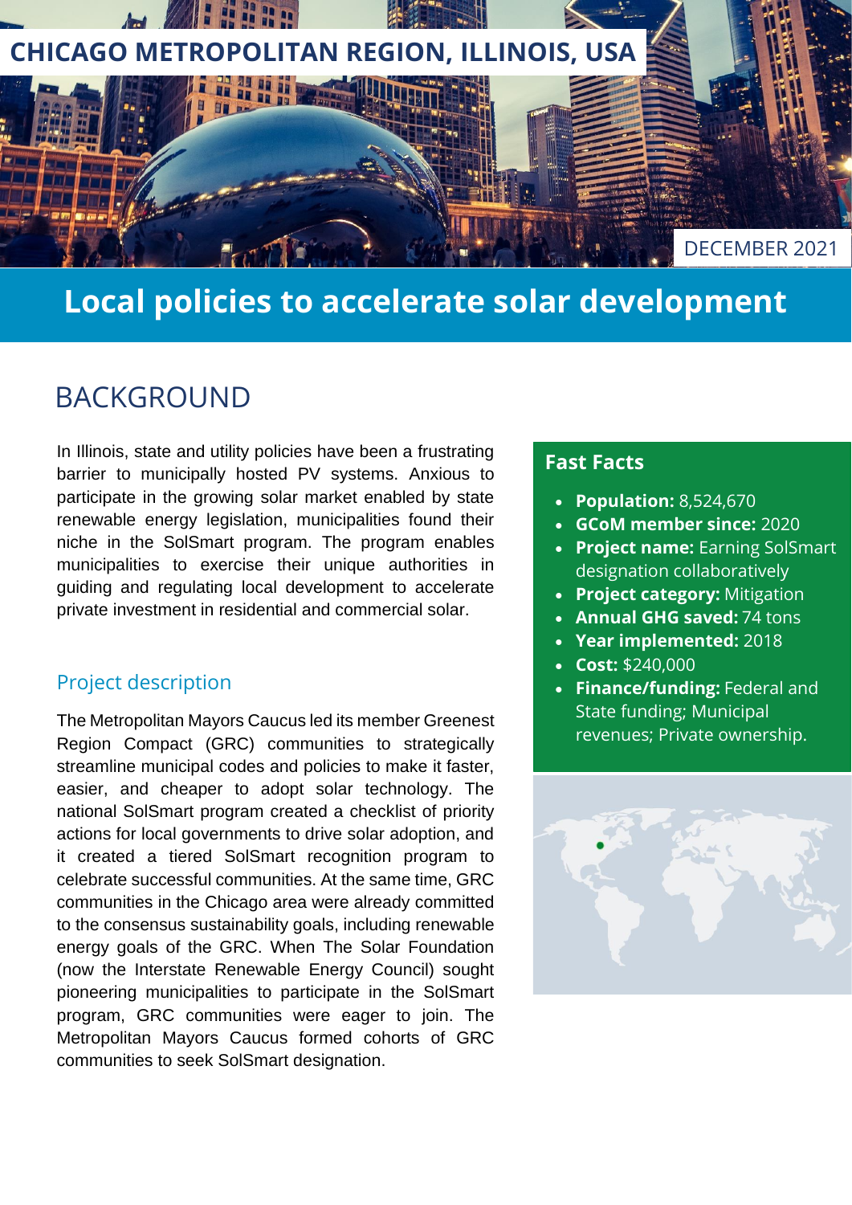CHICAGO METROPOLITAN REGION, ILLINOIS, USA

DECEMBER 2021

# Local policies to accelerate solar development

## BACKGROUND

In Illinois, state and utility policies have been a frustrating barrier to municipally hosted PV systems. Anxious to participate in the growing solar market enabled by state renewable energy legislation, municipalities found their niche in the SolSmart program. The program enables municipalities to exercise their unique authorities in guiding and regulating local development to accelerate private investment in residential and commercial solar.

### Project description

The Metropolitan Mayors Caucus led its member Greenest Region Compact (GRC) communities to strategically streamline municipal codes and policies to make it faster, easier, and cheaper to adopt solar technology. The national SolSmart program created a checklist of priority actions for local governments to drive solar adoption, and it created a tiered SolSmart recognition program to celebrate successful communities. At the same time, GRC communities in the Chicago area were already committed to the consensus sustainability goals, including renewable energy goals of the GRC. When The Solar Foundation (now the Interstate Renewable Energy Council) sought pioneering municipalities to participate in the SolSmart program, GRC communities were eager to join. The Metropolitan Mayors Caucus formed cohorts of GRC communities to seek SolSmart designation.

### Fast Facts

- **Population:** 8,524,670
- **GCoM member since:** 2020
- **Project name:** Earning SolSmart designation collaboratively
- **Project category:** Mitigation
- **Annual GHG saved:** 74 tons
- **Year implemented:** 2018
- **Cost:** $240,000
- **Finance/funding:** Federal and State funding; Municipal revenues; Private ownership.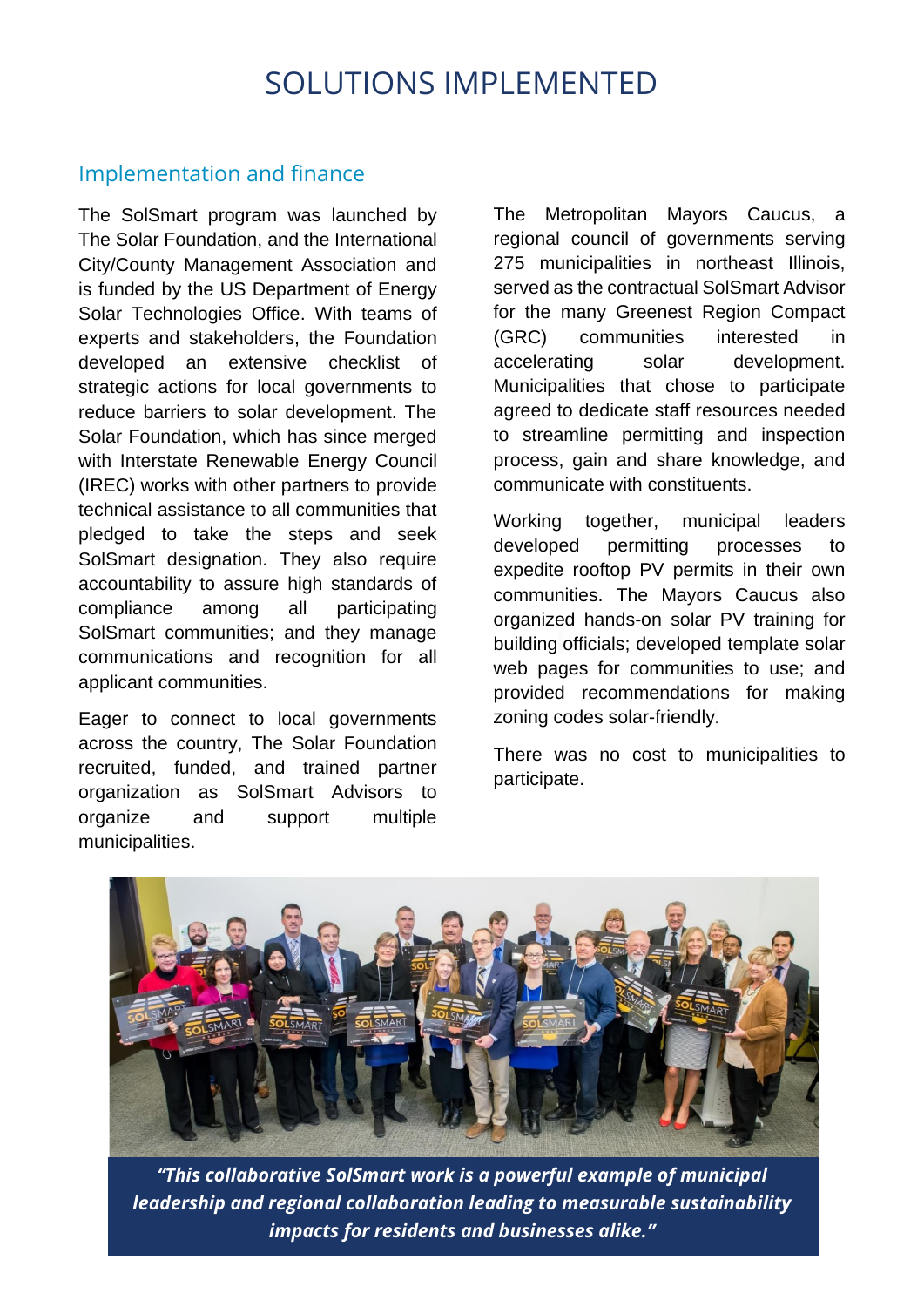# SOLUTIONS IMPLEMENTED

## Implementation and finance

The SolSmart program was launched by The Solar Foundation, and the International City/County Management Association and is funded by the US Department of Energy Solar Technologies Office. With teams of experts and stakeholders, the Foundation developed an extensive checklist of strategic actions for local governments to reduce barriers to solar development. The Solar Foundation, which has since merged with Interstate Renewable Energy Council (IREC) works with other partners to provide technical assistance to all communities that pledged to take the steps and seek SolSmart designation. They also require accountability to assure high standards of compliance among all participating SolSmart communities; and they manage communications and recognition for all applicant communities.

Eager to connect to local governments across the country, The Solar Foundation recruited, funded, and trained partner organization as SolSmart Advisors to organize and support multiple municipalities.

The Metropolitan Mayors Caucus, a regional council of governments serving 275 municipalities in northeast Illinois, served as the contractual SolSmart Advisor for the many Greenest Region Compact (GRC) communities interested in accelerating solar development. Municipalities that chose to participate agreed to dedicate staff resources needed to streamline permitting and inspection process, gain and share knowledge, and communicate with constituents.

Working together, municipal leaders developed permitting processes to expedite rooftop PV permits in their own communities. The Mayors Caucus also organized hands-on solar PV training for building officials; developed template solar web pages for communities to use; and provided recommendations for making zoning codes solar-friendly.

There was no cost to municipalities to participate.

***"This collaborative SolSmart work is a powerful example of municipal leadership and regional collaboration leading to measurable sustainability impacts for residents and businesses alike."***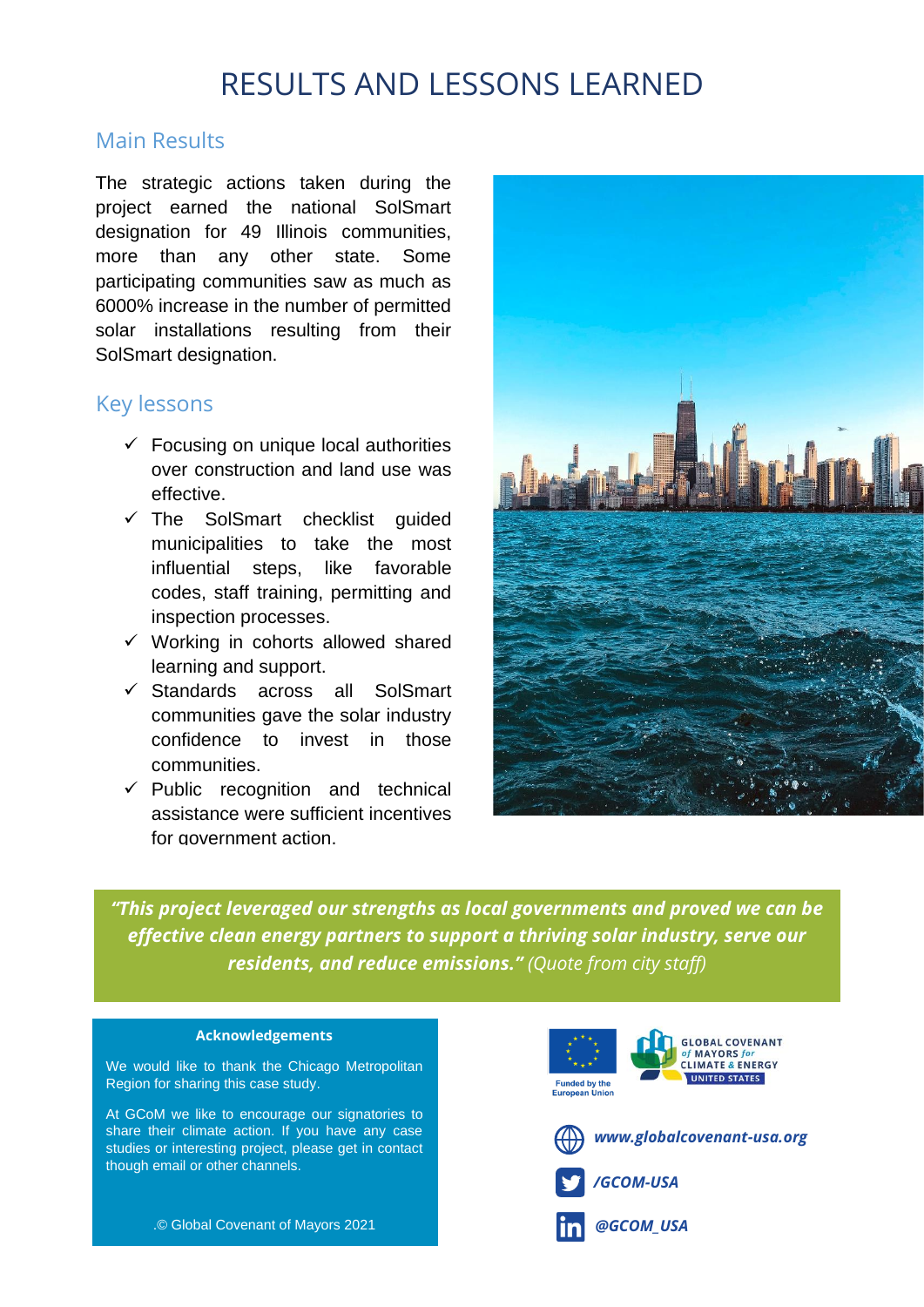# RESULTS AND LESSONS LEARNED

## Main Results

The strategic actions taken during the project earned the national SolSmart designation for 49 Illinois communities, more than any other state. Some participating communities saw as much as 6000% increase in the number of permitted solar installations resulting from their SolSmart designation.

## Key lessons

- ✓ Focusing on unique local authorities over construction and land use was effective.
- ✓ The SolSmart checklist guided municipalities to take the most influential steps, like favorable codes, staff training, permitting and inspection processes.
- ✓ Working in cohorts allowed shared learning and support.
- ✓ Standards across all SolSmart communities gave the solar industry confidence to invest in those communities.
- ✓ Public recognition and technical assistance were sufficient incentives for government action.

***"This project leveraged our strengths as local governments and proved we can be effective clean energy partners to support a thriving solar industry, serve our residents, and reduce emissions."*** *(Quote from city staff)*

**Acknowledgements**

We would like to thank the Chicago Metropolitan Region for sharing this case study.

At GCoM we like to encourage our signatories to share their climate action. If you have any case studies or interesting project, please get in contact though email or other channels.

.© Global Covenant of Mayors 2021

Funded by the European Union

GLOBAL COVENANT of MAYORS for CLIMATE & ENERGY UNITED STATES

www.globalcovenant-usa.org

/GCOM-USA

@GCOM_USA